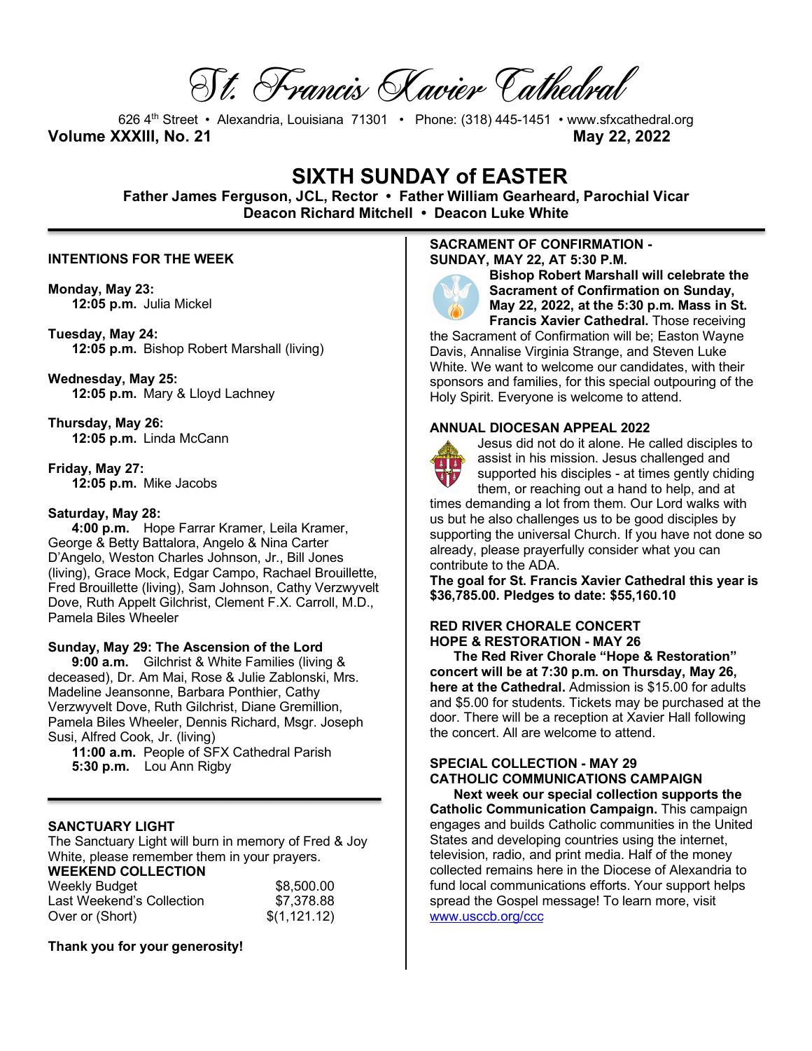# St. Francis Xavier Cathedral

626 4th Street • Alexandria, Louisiana 71301 • Phone: (318) 445-1451 • www.sfxcathedral.org

**Volume XXXIII, No. 21** **May 22, 2022**

## SIXTH SUNDAY of EASTER

**Father James Ferguson, JCL, Rector • Father William Gearheard, Parochial Vicar**
**Deacon Richard Mitchell • Deacon Luke White**

---

### INTENTIONS FOR THE WEEK

**Monday, May 23:**
**12:05 p.m.** Julia Mickel

**Tuesday, May 24:**
**12:05 p.m.** Bishop Robert Marshall (living)

**Wednesday, May 25:**
**12:05 p.m.** Mary & Lloyd Lachney

**Thursday, May 26:**
**12:05 p.m.** Linda McCann

**Friday, May 27:**
**12:05 p.m.** Mike Jacobs

**Saturday, May 28:**
**4:00 p.m.** Hope Farrar Kramer, Leila Kramer, George & Betty Battalora, Angelo & Nina Carter D'Angelo, Weston Charles Johnson, Jr., Bill Jones (living), Grace Mock, Edgar Campo, Rachael Brouillette, Fred Brouillette (living), Sam Johnson, Cathy Verzwyvelt Dove, Ruth Appelt Gilchrist, Clement F.X. Carroll, M.D., Pamela Biles Wheeler

**Sunday, May 29: The Ascension of the Lord**
**9:00 a.m.** Gilchrist & White Families (living & deceased), Dr. Am Mai, Rose & Julie Zablonski, Mrs. Madeline Jeansonne, Barbara Ponthier, Cathy Verzwyvelt Dove, Ruth Gilchrist, Diane Gremillion, Pamela Biles Wheeler, Dennis Richard, Msgr. Joseph Susi, Alfred Cook, Jr. (living)
**11:00 a.m.** People of SFX Cathedral Parish
**5:30 p.m.** Lou Ann Rigby

---

### SANCTUARY LIGHT

The Sanctuary Light will burn in memory of Fred & Joy White, please remember them in your prayers.

### WEEKEND COLLECTION

| | |
|---|---|
| Weekly Budget | $8,500.00 |
| Last Weekend's Collection | $7,378.88 |
| Over or (Short) | $(1,121.12) |

**Thank you for your generosity!**

### SACRAMENT OF CONFIRMATION - SUNDAY, MAY 22, AT 5:30 P.M.

**Bishop Robert Marshall will celebrate the Sacrament of Confirmation on Sunday, May 22, 2022, at the 5:30 p.m. Mass in St. Francis Xavier Cathedral.** Those receiving the Sacrament of Confirmation will be; Easton Wayne Davis, Annalise Virginia Strange, and Steven Luke White. We want to welcome our candidates, with their sponsors and families, for this special outpouring of the Holy Spirit. Everyone is welcome to attend.

### ANNUAL DIOCESAN APPEAL 2022

Jesus did not do it alone. He called disciples to assist in his mission. Jesus challenged and supported his disciples - at times gently chiding them, or reaching out a hand to help, and at times demanding a lot from them. Our Lord walks with us but he also challenges us to be good disciples by supporting the universal Church. If you have not done so already, please prayerfully consider what you can contribute to the ADA.

**The goal for St. Francis Xavier Cathedral this year is $36,785.00. Pledges to date: $55,160.10**

### RED RIVER CHORALE CONCERT HOPE & RESTORATION - MAY 26

**The Red River Chorale "Hope & Restoration" concert will be at 7:30 p.m. on Thursday, May 26, here at the Cathedral.** Admission is $15.00 for adults and $5.00 for students. Tickets may be purchased at the door. There will be a reception at Xavier Hall following the concert. All are welcome to attend.

### SPECIAL COLLECTION - MAY 29 CATHOLIC COMMUNICATIONS CAMPAIGN

**Next week our special collection supports the Catholic Communication Campaign.** This campaign engages and builds Catholic communities in the United States and developing countries using the internet, television, radio, and print media. Half of the money collected remains here in the Diocese of Alexandria to fund local communications efforts. Your support helps spread the Gospel message! To learn more, visit www.usccb.org/ccc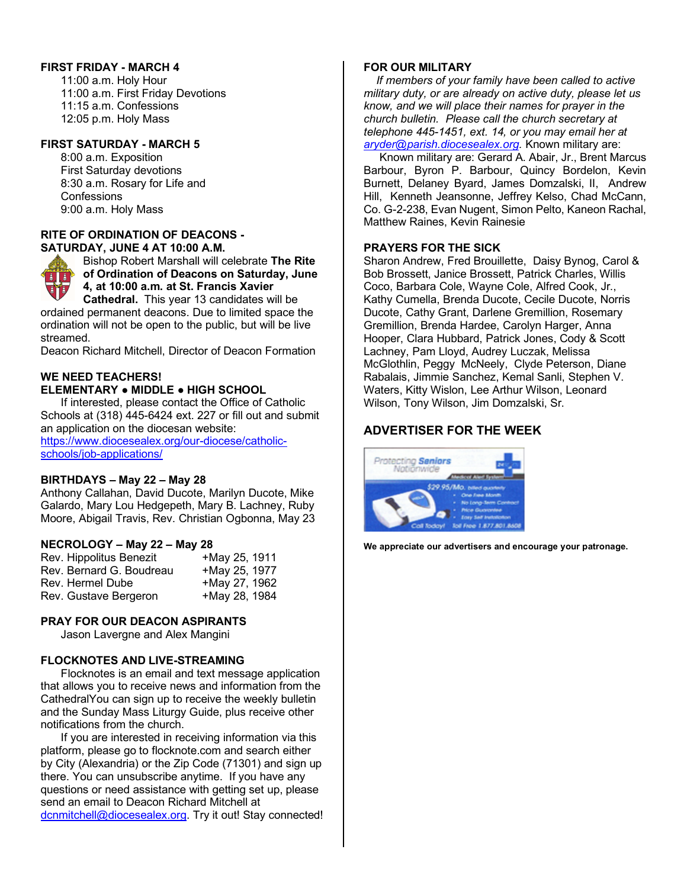## FIRST FRIDAY - MARCH 4

11:00 a.m. Holy Hour
11:00 a.m. First Friday Devotions
11:15 a.m. Confessions
12:05 p.m. Holy Mass

## FIRST SATURDAY - MARCH 5

8:00 a.m. Exposition
First Saturday devotions
8:30 a.m. Rosary for Life and Confessions
9:00 a.m. Holy Mass

## RITE OF ORDINATION OF DEACONS - SATURDAY, JUNE 4 AT 10:00 A.M.

Bishop Robert Marshall will celebrate **The Rite of Ordination of Deacons on Saturday, June 4, at 10:00 a.m. at St. Francis Xavier Cathedral.** This year 13 candidates will be ordained permanent deacons. Due to limited space the ordination will not be open to the public, but will be live streamed.
Deacon Richard Mitchell, Director of Deacon Formation

## WE NEED TEACHERS!
## ELEMENTARY ● MIDDLE ● HIGH SCHOOL

If interested, please contact the Office of Catholic Schools at (318) 445-6424 ext. 227 or fill out and submit an application on the diocesan website: https://www.diocesealex.org/our-diocese/catholic-schools/job-applications/

## BIRTHDAYS – May 22 – May 28

Anthony Callahan, David Ducote, Marilyn Ducote, Mike Galardo, Mary Lou Hedgepeth, Mary B. Lachney, Ruby Moore, Abigail Travis, Rev. Christian Ogbonna, May 23

## NECROLOGY – May 22 – May 28

| | |
|---|---|
| Rev. Hippolitus Benezit | +May 25, 1911 |
| Rev. Bernard G. Boudreau | +May 25, 1977 |
| Rev. Hermel Dube | +May 27, 1962 |
| Rev. Gustave Bergeron | +May 28, 1984 |

## PRAY FOR OUR DEACON ASPIRANTS

Jason Lavergne and Alex Mangini

## FLOCKNOTES AND LIVE-STREAMING

Flocknotes is an email and text message application that allows you to receive news and information from the CathedralYou can sign up to receive the weekly bulletin and the Sunday Mass Liturgy Guide, plus receive other notifications from the church.

If you are interested in receiving information via this platform, please go to flocknote.com and search either by City (Alexandria) or the Zip Code (71301) and sign up there. You can unsubscribe anytime. If you have any questions or need assistance with getting set up, please send an email to Deacon Richard Mitchell at dcnmitchell@diocesealex.org. Try it out! Stay connected!

## FOR OUR MILITARY

*If members of your family have been called to active military duty, or are already on active duty, please let us know, and we will place their names for prayer in the church bulletin. Please call the church secretary at telephone 445-1451, ext. 14, or you may email her at aryder@parish.diocesealex.org.* Known military are:

Known military are: Gerard A. Abair, Jr., Brent Marcus Barbour, Byron P. Barbour, Quincy Bordelon, Kevin Burnett, Delaney Byard, James Domzalski, II, Andrew Hill, Kenneth Jeansonne, Jeffrey Kelso, Chad McCann, Co. G-2-238, Evan Nugent, Simon Pelto, Kaneon Rachal, Matthew Raines, Kevin Rainesie

## PRAYERS FOR THE SICK

Sharon Andrew, Fred Brouillette, Daisy Bynog, Carol & Bob Brossett, Janice Brossett, Patrick Charles, Willis Coco, Barbara Cole, Wayne Cole, Alfred Cook, Jr., Kathy Cumella, Brenda Ducote, Cecile Ducote, Norris Ducote, Cathy Grant, Darlene Gremillion, Rosemary Gremillion, Brenda Hardee, Carolyn Harger, Anna Hooper, Clara Hubbard, Patrick Jones, Cody & Scott Lachney, Pam Lloyd, Audrey Luczak, Melissa McGlothlin, Peggy McNeely, Clyde Peterson, Diane Rabalais, Jimmie Sanchez, Kemal Sanli, Stephen V. Waters, Kitty Wislon, Lee Arthur Wilson, Leonard Wilson, Tony Wilson, Jim Domzalski, Sr.

## ADVERTISER FOR THE WEEK

**We appreciate our advertisers and encourage your patronage.**